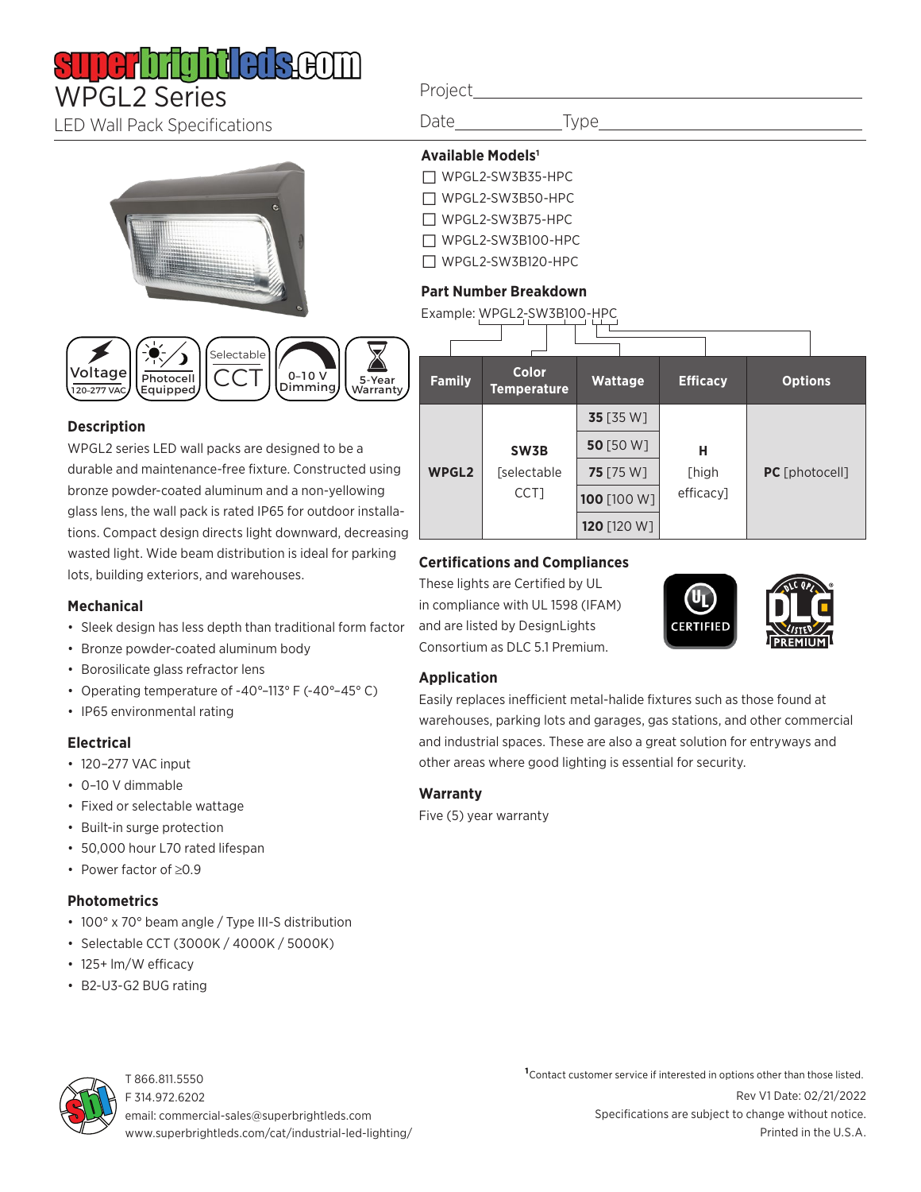# superbrightleds.com

# WPGL2 Series

LED Wall Pack Specifications

Project\_\_\_\_\_\_\_\_\_\_\_\_\_\_\_\_\_\_\_\_\_\_\_\_\_\_\_\_\_\_\_\_\_\_\_\_\_\_\_\_

Date\_\_\_\_\_\_\_\_\_\_\_\_\_\_Type\_\_\_\_\_\_\_\_\_\_\_\_\_\_\_\_\_\_\_\_\_\_\_\_\_\_\_

Voltage 120-277 VAC | Photocell Equipped | Selectable CCT | 0-10 V Dimming | 5-Year Warranty

## Description

WPGL2 series LED wall packs are designed to be a durable and maintenance-free fixture. Constructed using bronze powder-coated aluminum and a non-yellowing glass lens, the wall pack is rated IP65 for outdoor installations. Compact design directs light downward, decreasing wasted light. Wide beam distribution is ideal for parking lots, building exteriors, and warehouses.

## Mechanical

- Sleek design has less depth than traditional form factor
- Bronze powder-coated aluminum body
- Borosilicate glass refractor lens
- Operating temperature of -40°–113° F (-40°–45° C)
- IP65 environmental rating

## Electrical

- 120–277 VAC input
- 0–10 V dimmable
- Fixed or selectable wattage
- Built-in surge protection
- 50,000 hour L70 rated lifespan
- Power factor of ≥0.9

## Photometrics

- 100° x 70° beam angle / Type III-S distribution
- Selectable CCT (3000K / 4000K / 5000K)
- 125+ lm/W efficacy
- B2-U3-G2 BUG rating

## Available Models[1]

- ☐ WPGL2-SW3B35-HPC
- ☐ WPGL2-SW3B50-HPC
- ☐ WPGL2-SW3B75-HPC
- ☐ WPGL2-SW3B100-HPC
- ☐ WPGL2-SW3B120-HPC

## Part Number Breakdown

Example: WPGL2-SW3B100-HPC

| Family | Color Temperature | Wattage | Efficacy | Options |
|---|---|---|---|---|
| WPGL2 | **SW3B** [selectable CCT] | **35** [35 W] | **H** [high efficacy] | **PC** [photocell] |
| | | **50** [50 W] | | |
| | | **75** [75 W] | | |
| | | **100** [100 W] | | |
| | | **120** [120 W] | | |

## Certifications and Compliances

These lights are Certified by UL in compliance with UL 1598 (IFAM) and are listed by DesignLights Consortium as DLC 5.1 Premium.

UL CERTIFIED | DLC QPL LISTED PREMIUM

## Application

Easily replaces inefficient metal-halide fixtures such as those found at warehouses, parking lots and garages, gas stations, and other commercial and industrial spaces. These are also a great solution for entryways and other areas where good lighting is essential for security.

## Warranty

Five (5) year warranty

[1]Contact customer service if interested in options other than those listed.

T 866.811.5550
F 314.972.6202
email: commercial-sales@superbrightleds.com
www.superbrightleds.com/cat/industrial-led-lighting/

Rev V1 Date: 02/21/2022
Specifications are subject to change without notice.
Printed in the U.S.A.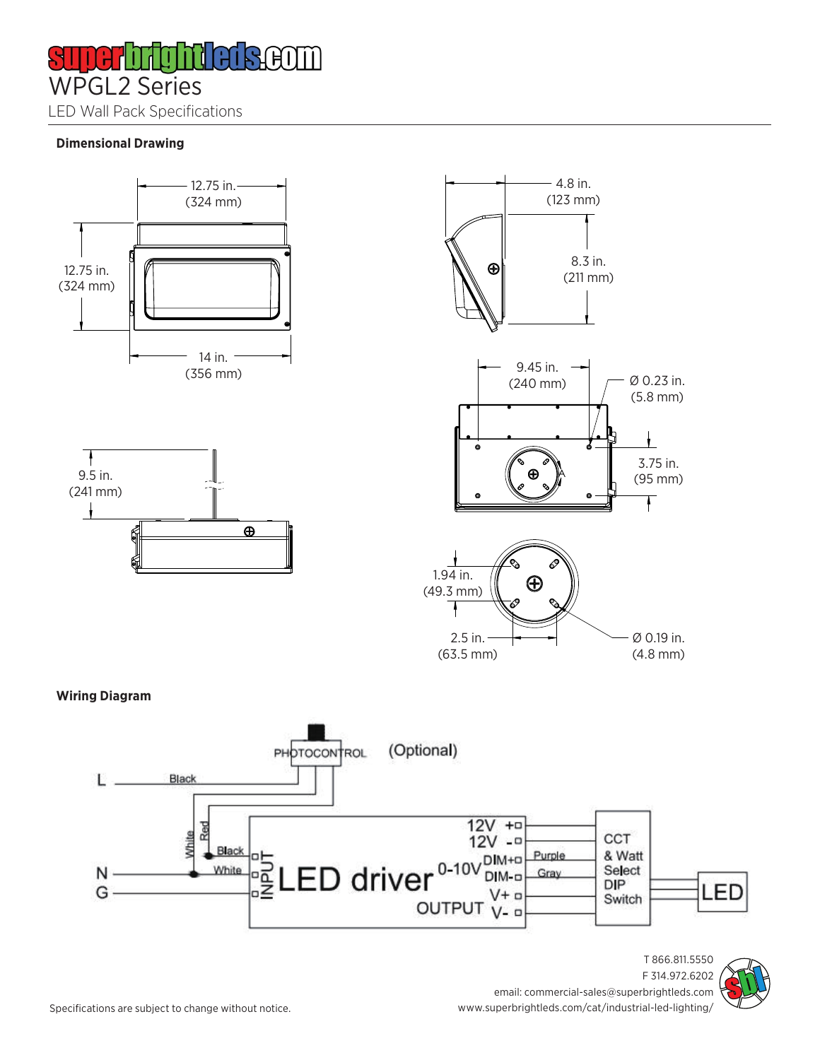# WPGL2 Series

LED Wall Pack Specifications

**Dimensional Drawing**

12.75 in. (324 mm)

12.75 in. (324 mm)

14 in. (356 mm)

4.8 in. (123 mm)

8.3 in. (211 mm)

9.45 in. (240 mm)

Ø 0.23 in. (5.8 mm)

3.75 in. (95 mm)

9.5 in. (241 mm)

1.94 in. (49.3 mm)

2.5 in. (63.5 mm)

Ø 0.19 in. (4.8 mm)

**Wiring Diagram**

PHOTOCONTROL (Optional)

L — Black

N — White — Red — Black — White

G

INPUT — LED driver — OUTPUT

12V +, 12V -, 0-10V DIM+ (Purple), DIM- (Gray), V+, V-

CCT & Watt Select DIP Switch — LED

T 866.811.5550
F 314.972.6202
email: commercial-sales@superbrightleds.com
www.superbrightleds.com/cat/industrial-led-lighting/

Specifications are subject to change without notice.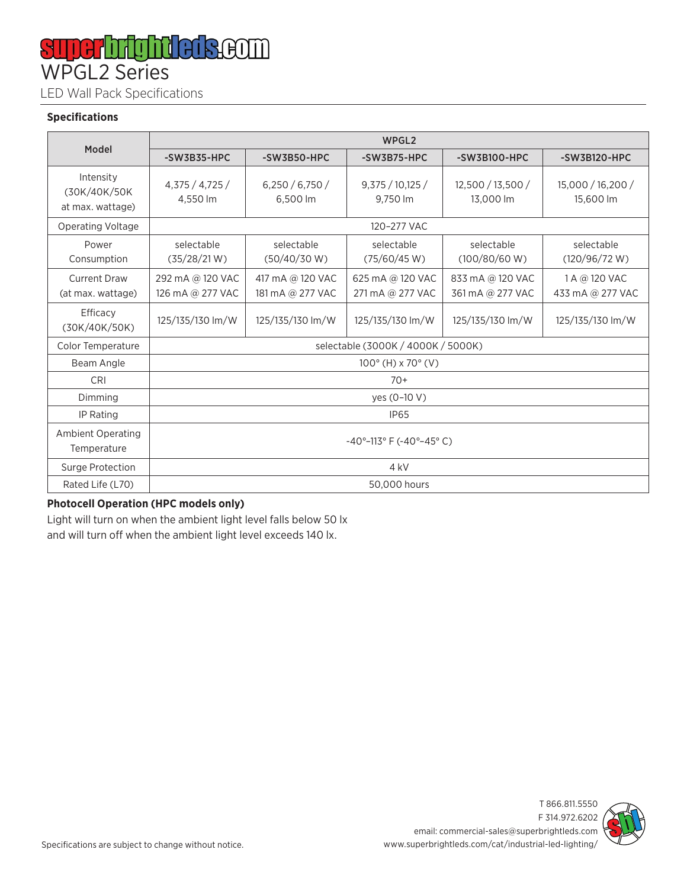superbrightleds.com

# WPGL2 Series

LED Wall Pack Specifications

## Specifications

| Model | WPGL2 | | | | |
|---|---|---|---|---|---|
| | -SW3B35-HPC | -SW3B50-HPC | -SW3B75-HPC | -SW3B100-HPC | -SW3B120-HPC |
| Intensity (30K/40K/50K at max. wattage) | 4,375 / 4,725 / 4,550 lm | 6,250 / 6,750 / 6,500 lm | 9,375 / 10,125 / 9,750 lm | 12,500 / 13,500 / 13,000 lm | 15,000 / 16,200 / 15,600 lm |
| Operating Voltage | 120–277 VAC | | | | |
| Power Consumption | selectable (35/28/21 W) | selectable (50/40/30 W) | selectable (75/60/45 W) | selectable (100/80/60 W) | selectable (120/96/72 W) |
| Current Draw (at max. wattage) | 292 mA @ 120 VAC 126 mA @ 277 VAC | 417 mA @ 120 VAC 181 mA @ 277 VAC | 625 mA @ 120 VAC 271 mA @ 277 VAC | 833 mA @ 120 VAC 361 mA @ 277 VAC | 1 A @ 120 VAC 433 mA @ 277 VAC |
| Efficacy (30K/40K/50K) | 125/135/130 lm/W | 125/135/130 lm/W | 125/135/130 lm/W | 125/135/130 lm/W | 125/135/130 lm/W |
| Color Temperature | selectable (3000K / 4000K / 5000K) | | | | |
| Beam Angle | 100° (H) x 70° (V) | | | | |
| CRI | 70+ | | | | |
| Dimming | yes (0–10 V) | | | | |
| IP Rating | IP65 | | | | |
| Ambient Operating Temperature | -40°–113° F (-40°–45° C) | | | | |
| Surge Protection | 4 kV | | | | |
| Rated Life (L70) | 50,000 hours | | | | |

**Photocell Operation (HPC models only)**

Light will turn on when the ambient light level falls below 50 lx and will turn off when the ambient light level exceeds 140 lx.

Specifications are subject to change without notice.

T 866.811.5550
F 314.972.6202
email: commercial-sales@superbrightleds.com
www.superbrightleds.com/cat/industrial-led-lighting/